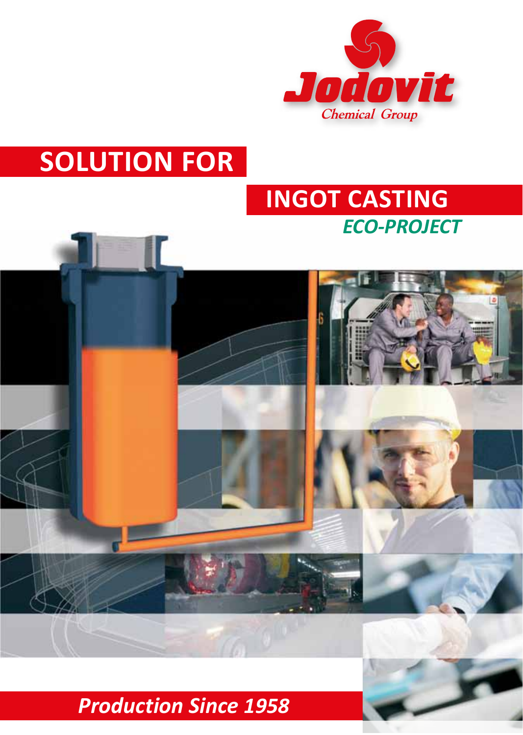Jodovit

Chemical Group

# SOLUTION FOR

# INGOT CASTING

## *ECO-PROJECT*

***Production Since 1958***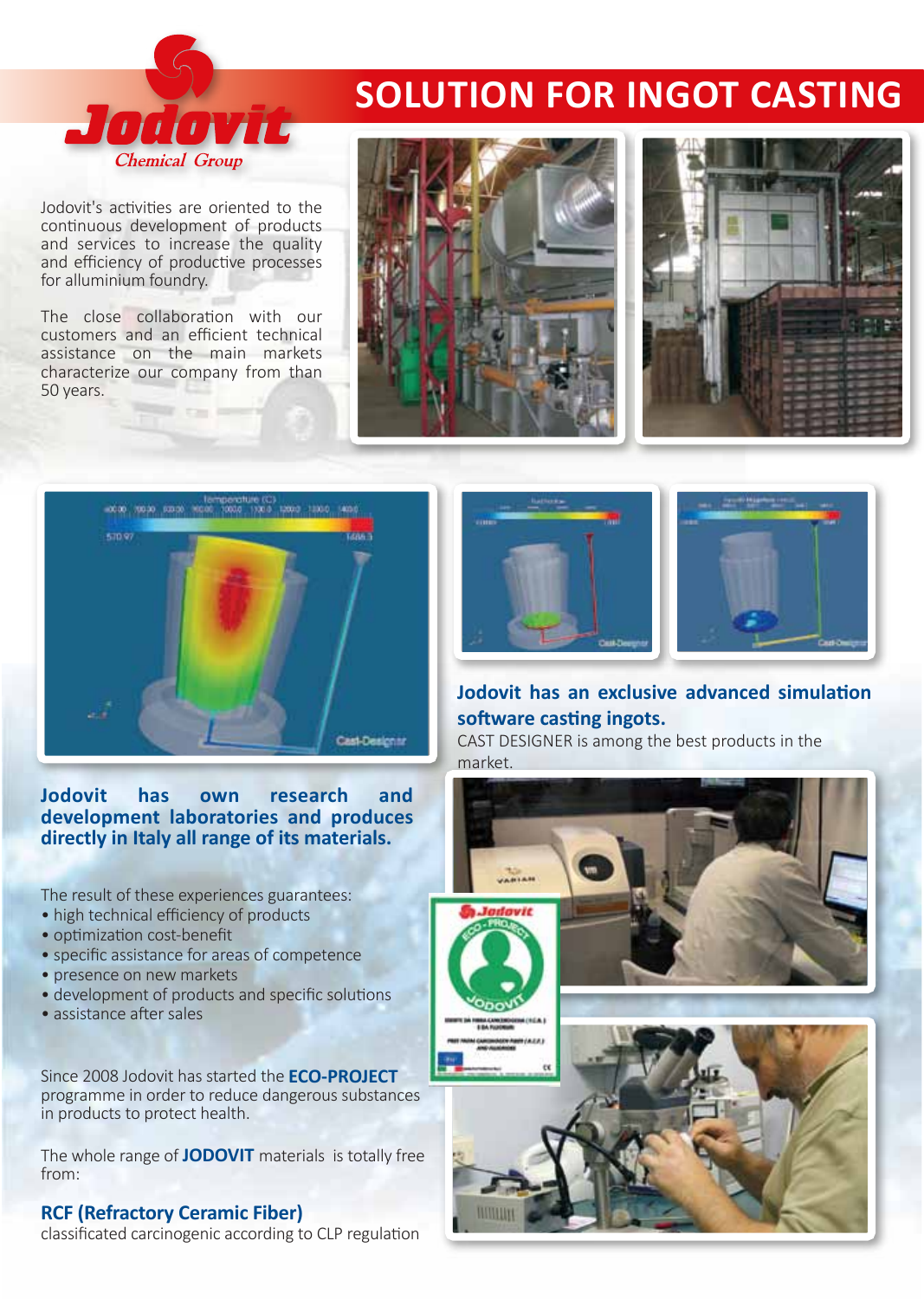# SOLUTION FOR INGOT CASTING

Jodovit's activities are oriented to the continuous development of products and services to increase the quality and efficiency of productive processes for alluminium foundry.

The close collaboration with our customers and an efficient technical assistance on the main markets characterize our company from than 50 years.

**Jodovit has an exclusive advanced simulation software casting ingots.**

CAST DESIGNER is among the best products in the market.

**Jodovit has own research and development laboratories and produces directly in Italy all range of its materials.**

The result of these experiences guarantees:

- high technical efficiency of products
- optimization cost-benefit
- specific assistance for areas of competence
- presence on new markets
- development of products and specific solutions
- assistance after sales

Since 2008 Jodovit has started the **ECO-PROJECT** programme in order to reduce dangerous substances in products to protect health.

The whole range of **JODOVIT** materials is totally free from:

**RCF (Refractory Ceramic Fiber)**

classificated carcinogenic according to CLP regulation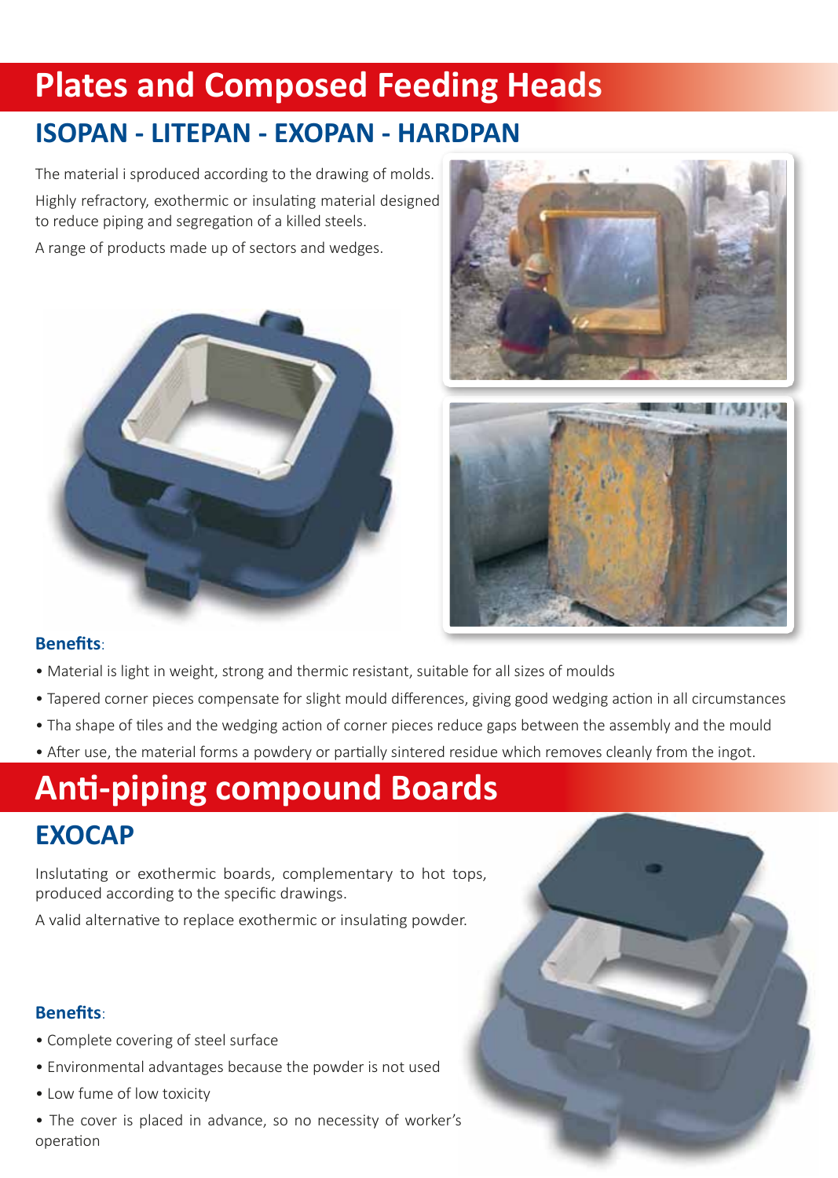# Plates and Composed Feeding Heads

## ISOPAN - LITEPAN - EXOPAN - HARDPAN

The material i sproduced according to the drawing of molds.

Highly refractory, exothermic or insulating material designed to reduce piping and segregation of a killed steels.

A range of products made up of sectors and wedges.

**Benefits**:

- Material is light in weight, strong and thermic resistant, suitable for all sizes of moulds
- Tapered corner pieces compensate for slight mould differences, giving good wedging action in all circumstances
- Tha shape of tiles and the wedging action of corner pieces reduce gaps between the assembly and the mould
- After use, the material forms a powdery or partially sintered residue which removes cleanly from the ingot.

# Anti-piping compound Boards

## EXOCAP

Inslutating or exothermic boards, complementary to hot tops, produced according to the specific drawings.

A valid alternative to replace exothermic or insulating powder.

**Benefits**:

- Complete covering of steel surface
- Environmental advantages because the powder is not used
- Low fume of low toxicity
- The cover is placed in advance, so no necessity of worker's operation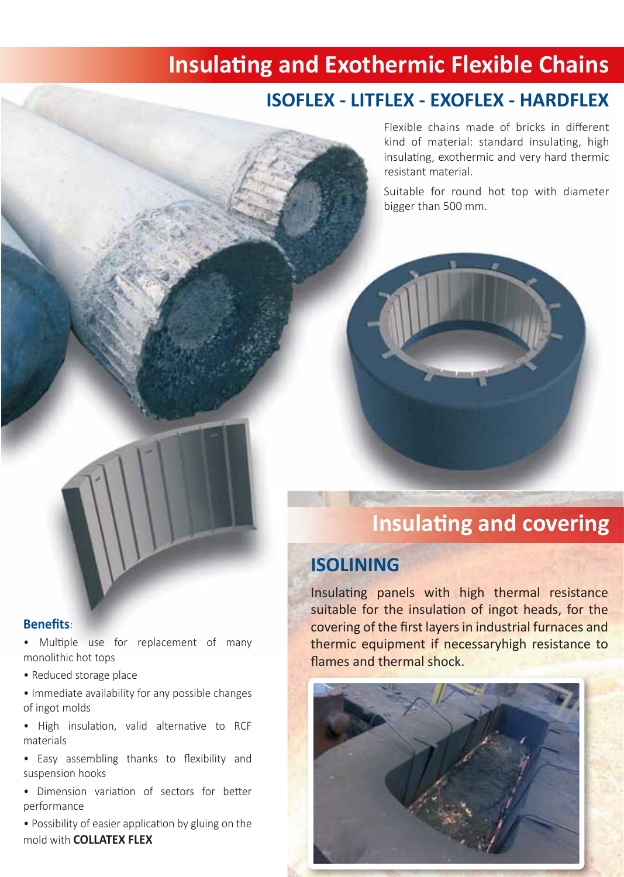# Insulating and Exothermic Flexible Chains

## ISOFLEX - LITFLEX - EXOFLEX - HARDFLEX

Flexible chains made of bricks in different kind of material: standard insulating, high insulating, exothermic and very hard thermic resistant material.

Suitable for round hot top with diameter bigger than 500 mm.

**Benefits**:

- Multiple use for replacement of many monolithic hot tops
- Reduced storage place
- Immediate availability for any possible changes of ingot molds
- High insulation, valid alternative to RCF materials
- Easy assembling thanks to flexibility and suspension hooks
- Dimension variation of sectors for better performance
- Possibility of easier application by gluing on the mold with **COLLATEX FLEX**

# Insulating and covering

## ISOLINING

Insulating panels with high thermal resistance suitable for the insulation of ingot heads, for the covering of the first layers in industrial furnaces and thermic equipment if necessaryhigh resistance to flames and thermal shock.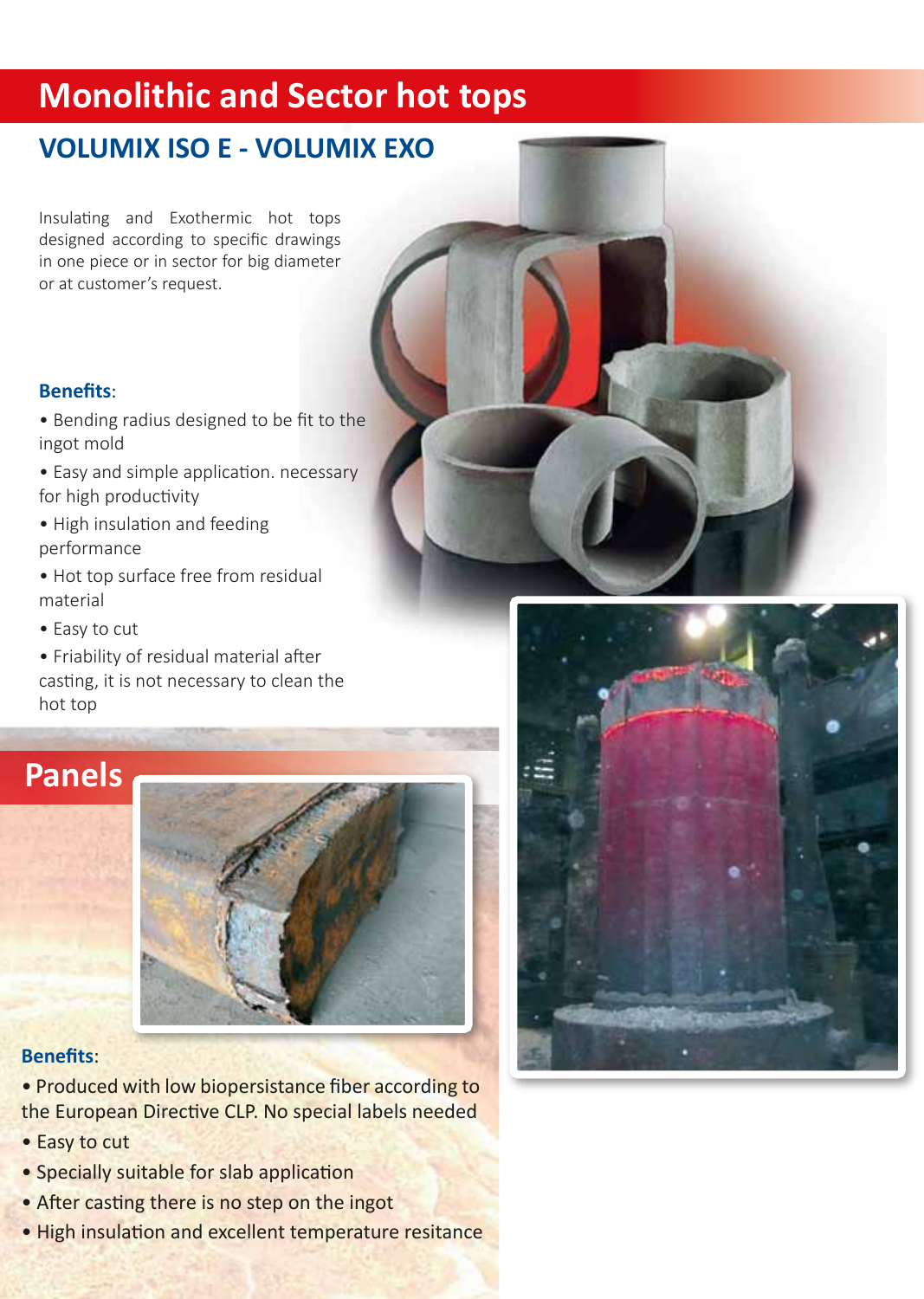# Monolithic and Sector hot tops

## VOLUMIX ISO E - VOLUMIX EXO

Insulating and Exothermic hot tops designed according to specific drawings in one piece or in sector for big diameter or at customer's request.

**Benefits**:

- Bending radius designed to be fit to the ingot mold
- Easy and simple application. necessary for high productivity
- High insulation and feeding performance
- Hot top surface free from residual material
- Easy to cut
- Friability of residual material after casting, it is not necessary to clean the hot top

# Panels

**Benefits**:

- Produced with low biopersistance fiber according to the European Directive CLP. No special labels needed
- Easy to cut
- Specially suitable for slab application
- After casting there is no step on the ingot
- High insulation and excellent temperature resitance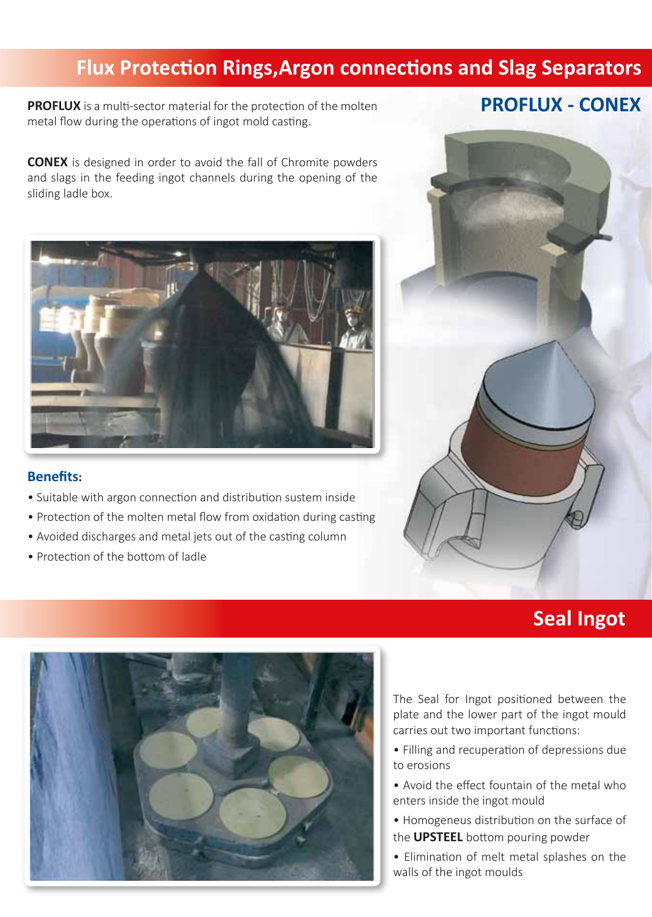# Flux Protection Rings,Argon connections and Slag Separators

## PROFLUX - CONEX

**PROFLUX** is a multi-sector material for the protection of the molten metal flow during the operations of ingot mold casting.

**CONEX** is designed in order to avoid the fall of Chromite powders and slags in the feeding ingot channels during the opening of the sliding ladle box.

### Benefits:

- Suitable with argon connection and distribution sustem inside
- Protection of the molten metal flow from oxidation during casting
- Avoided discharges and metal jets out of the casting column
- Protection of the bottom of ladle

# Seal Ingot

The Seal for Ingot positioned between the plate and the lower part of the ingot mould carries out two important functions:

- Filling and recuperation of depressions due to erosions
- Avoid the effect fountain of the metal who enters inside the ingot mould
- Homogeneus distribution on the surface of the **UPSTEEL** bottom pouring powder
- Elimination of melt metal splashes on the walls of the ingot moulds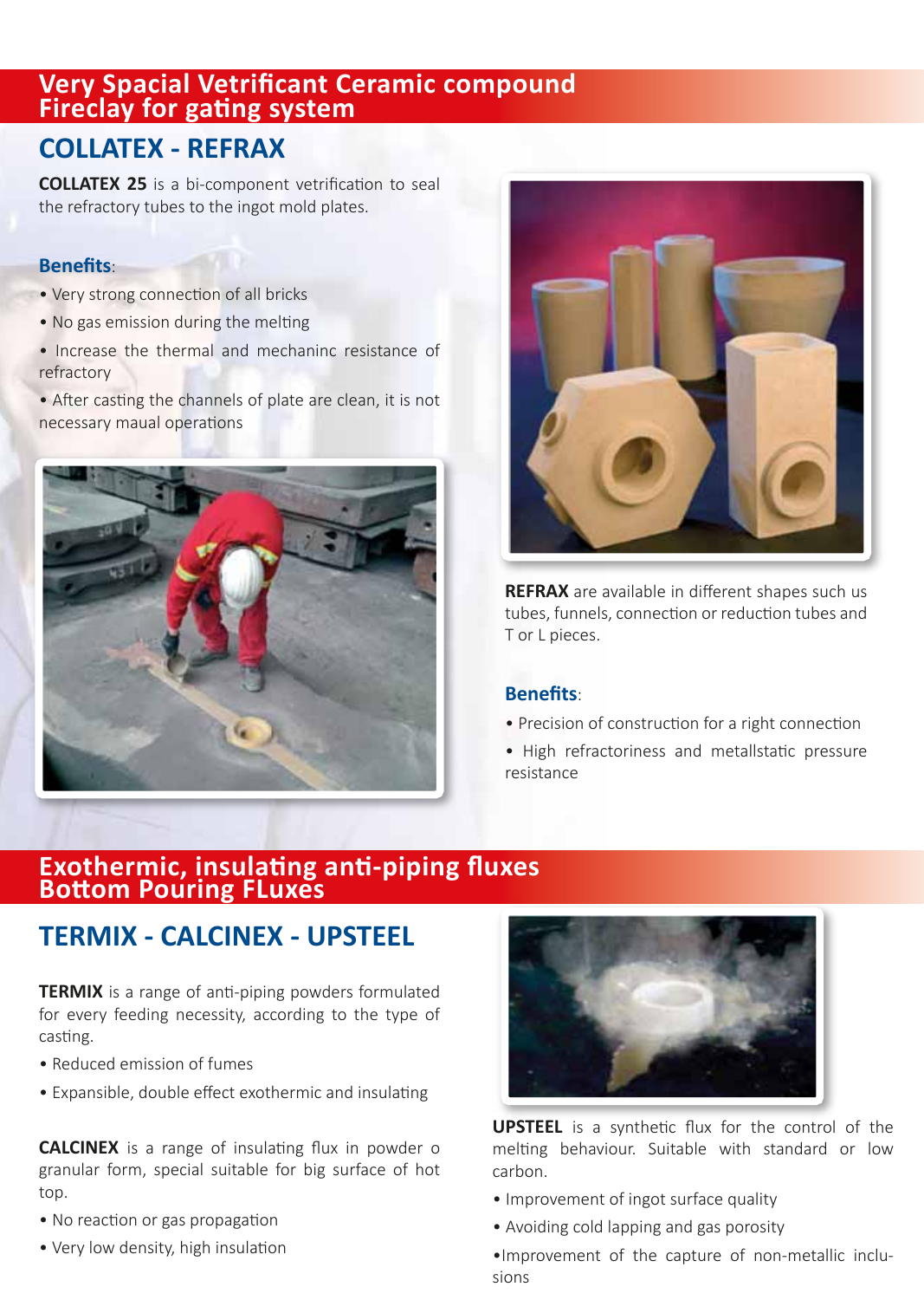## Very Spacial Vetrificant Ceramic compound Fireclay for gating system

## COLLATEX - REFRAX

**COLLATEX 25** is a bi-component vetrification to seal the refractory tubes to the ingot mold plates.

### Benefits:

- Very strong connection of all bricks
- No gas emission during the melting
- Increase the thermal and mechaninc resistance of refractory
- After casting the channels of plate are clean, it is not necessary maual operations

**REFRAX** are available in different shapes such us tubes, funnels, connection or reduction tubes and T or L pieces.

### Benefits:

- Precision of construction for a right connection
- High refractoriness and metallstatic pressure resistance

## Exothermic, insulating anti-piping fluxes Bottom Pouring FLuxes

## TERMIX - CALCINEX - UPSTEEL

**TERMIX** is a range of anti-piping powders formulated for every feeding necessity, according to the type of casting.

- Reduced emission of fumes
- Expansible, double effect exothermic and insulating

**CALCINEX** is a range of insulating flux in powder o granular form, special suitable for big surface of hot top.

- No reaction or gas propagation
- Very low density, high insulation

**UPSTEEL** is a synthetic flux for the control of the melting behaviour. Suitable with standard or low carbon.

- Improvement of ingot surface quality
- Avoiding cold lapping and gas porosity
- Improvement of the capture of non-metallic inclusions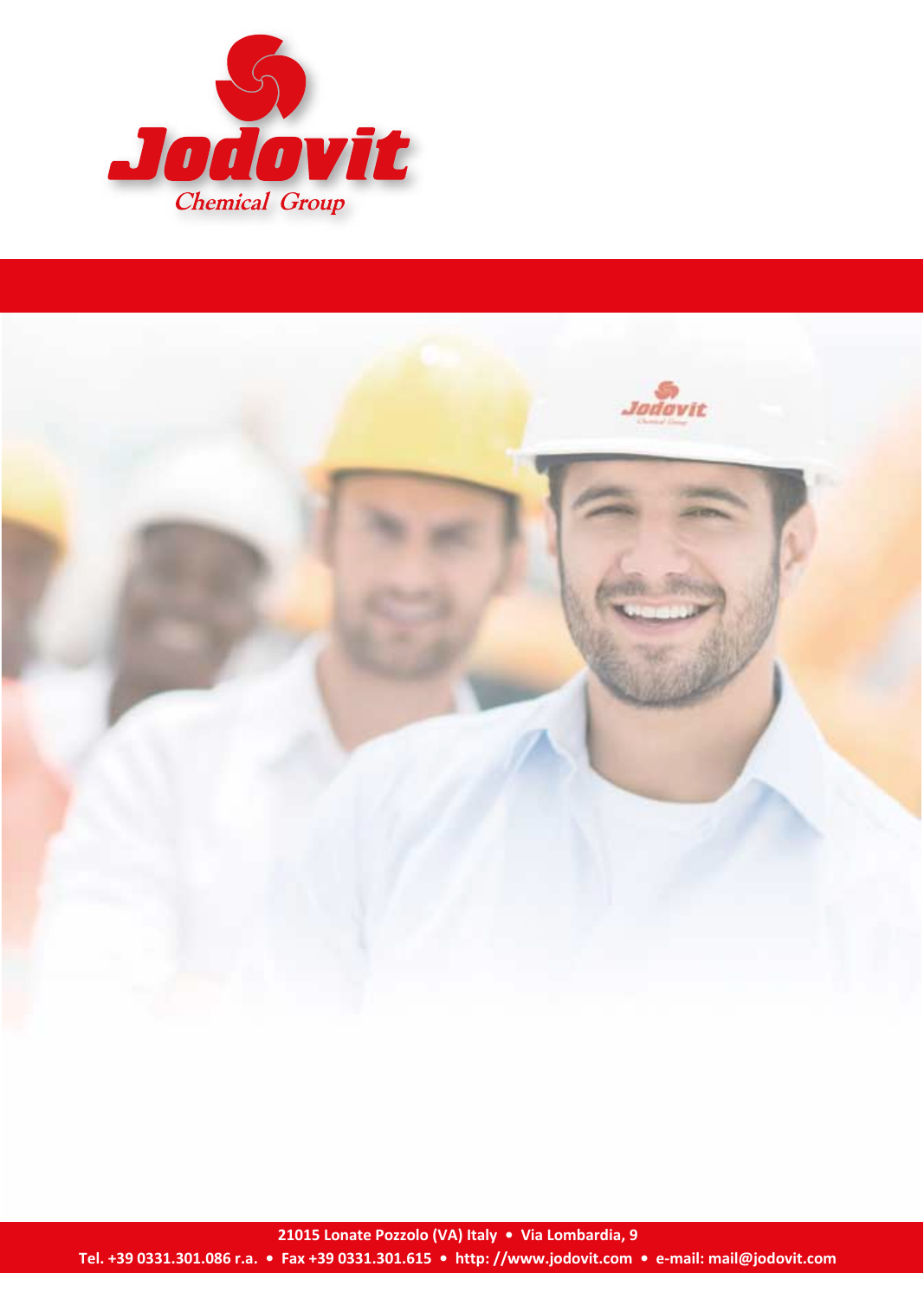Jodovit

Chemical Group

21015 Lonate Pozzolo (VA) Italy • Via Lombardia, 9

Tel. +39 0331.301.086 r.a. • Fax +39 0331.301.615 • http: //www.jodovit.com • e-mail: mail@jodovit.com